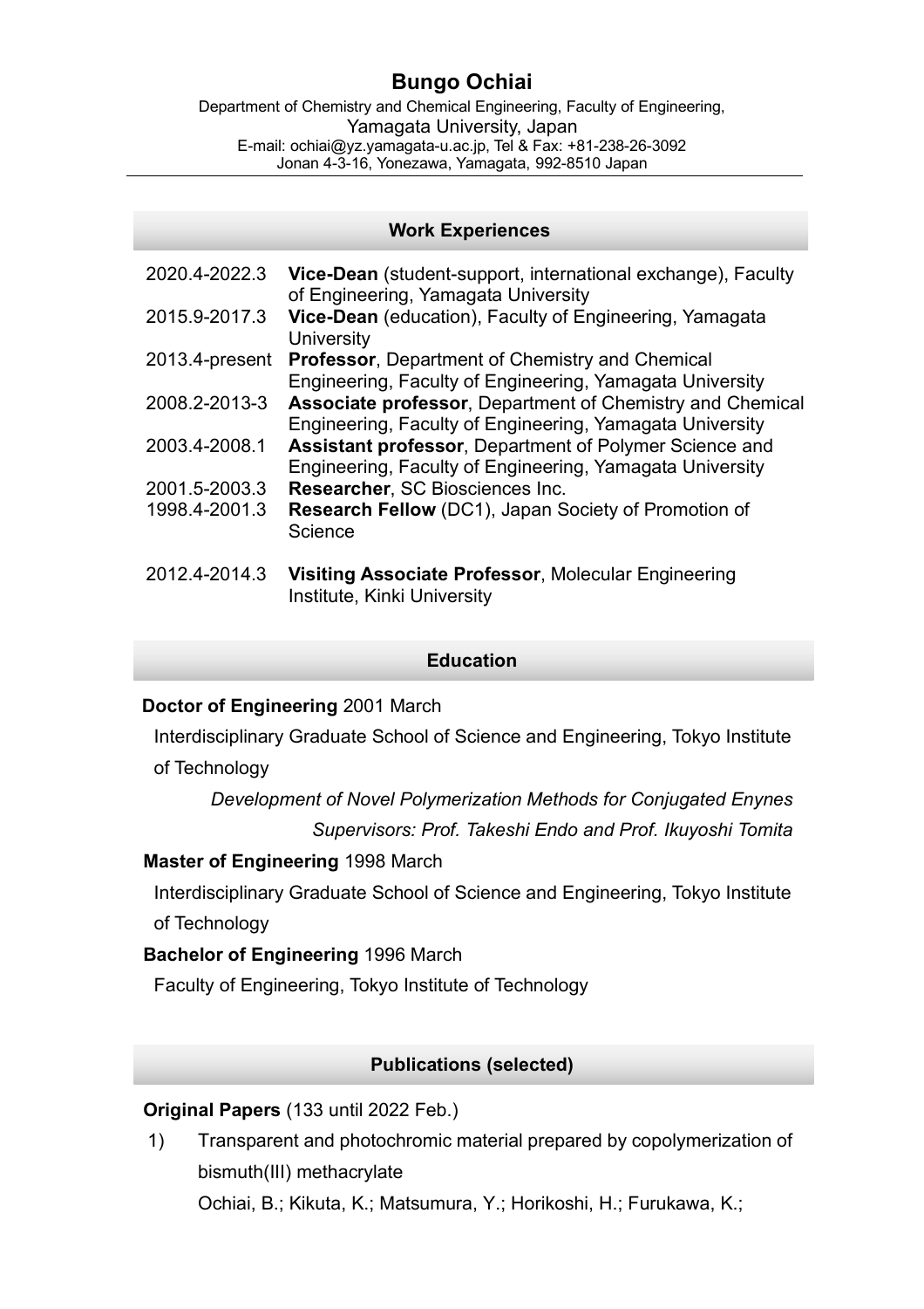# Bungo Ochiai

Department of Chemistry and Chemical Engineering, Faculty of Engineering,
Yamagata University, Japan
E-mail: ochiai@yz.yamagata-u.ac.jp, Tel & Fax: +81-238-26-3092
Jonan 4-3-16, Yonezawa, Yamagata, 992-8510 Japan

---

## Work Experiences

| | |
|---|---|
| 2020.4-2022.3 | **Vice-Dean** (student-support, international exchange), Faculty of Engineering, Yamagata University |
| 2015.9-2017.3 | **Vice-Dean** (education), Faculty of Engineering, Yamagata University |
| 2013.4-present | **Professor**, Department of Chemistry and Chemical Engineering, Faculty of Engineering, Yamagata University |
| 2008.2-2013-3 | **Associate professor**, Department of Chemistry and Chemical Engineering, Faculty of Engineering, Yamagata University |
| 2003.4-2008.1 | **Assistant professor**, Department of Polymer Science and Engineering, Faculty of Engineering, Yamagata University |
| 2001.5-2003.3 | **Researcher**, SC Biosciences Inc. |
| 1998.4-2001.3 | **Research Fellow** (DC1), Japan Society of Promotion of Science |
| 2012.4-2014.3 | **Visiting Associate Professor**, Molecular Engineering Institute, Kinki University |

## Education

**Doctor of Engineering** 2001 March

Interdisciplinary Graduate School of Science and Engineering, Tokyo Institute of Technology

*Development of Novel Polymerization Methods for Conjugated Enynes*

*Supervisors: Prof. Takeshi Endo and Prof. Ikuyoshi Tomita*

**Master of Engineering** 1998 March

Interdisciplinary Graduate School of Science and Engineering, Tokyo Institute of Technology

**Bachelor of Engineering** 1996 March

Faculty of Engineering, Tokyo Institute of Technology

## Publications (selected)

**Original Papers** (133 until 2022 Feb.)

1) Transparent and photochromic material prepared by copolymerization of bismuth(III) methacrylate

   Ochiai, B.; Kikuta, K.; Matsumura, Y.; Horikoshi, H.; Furukawa, K.;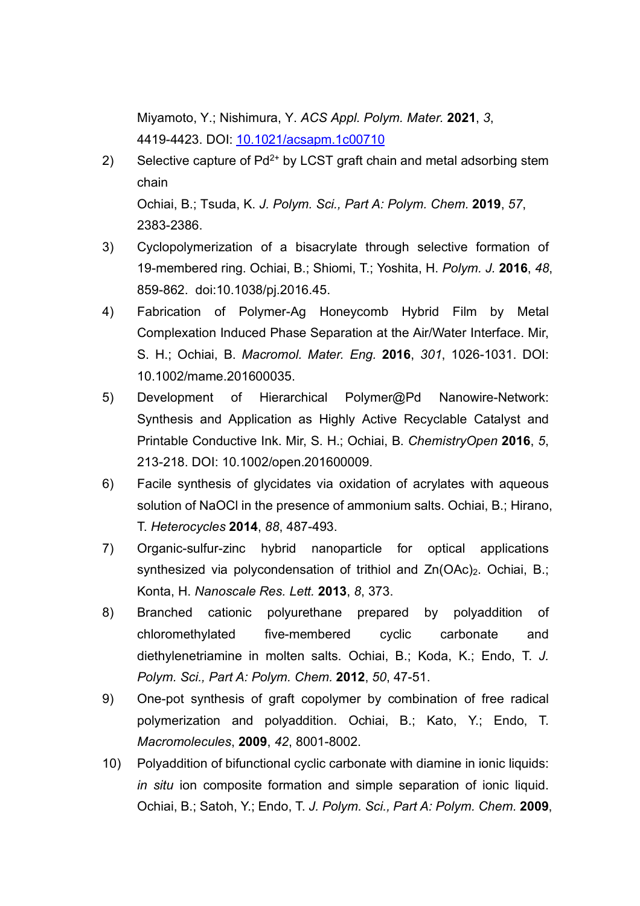Miyamoto, Y.; Nishimura, Y. *ACS Appl. Polym. Mater.* **2021**, *3*, 4419-4423. DOI: [10.1021/acsapm.1c00710](https://doi.org/10.1021/acsapm.1c00710)

2) Selective capture of $Pd^{2+}$ by LCST graft chain and metal adsorbing stem chain
Ochiai, B.; Tsuda, K. *J. Polym. Sci., Part A: Polym. Chem.* **2019**, *57*, 2383-2386.

3) Cyclopolymerization of a bisacrylate through selective formation of 19-membered ring. Ochiai, B.; Shiomi, T.; Yoshita, H. *Polym. J.* **2016**, *48*, 859-862. doi:10.1038/pj.2016.45.

4) Fabrication of Polymer-Ag Honeycomb Hybrid Film by Metal Complexation Induced Phase Separation at the Air/Water Interface. Mir, S. H.; Ochiai, B. *Macromol. Mater. Eng.* **2016**, *301*, 1026-1031. DOI: 10.1002/mame.201600035.

5) Development of Hierarchical Polymer@Pd Nanowire-Network: Synthesis and Application as Highly Active Recyclable Catalyst and Printable Conductive Ink. Mir, S. H.; Ochiai, B. *ChemistryOpen* **2016**, *5*, 213-218. DOI: 10.1002/open.201600009.

6) Facile synthesis of glycidates via oxidation of acrylates with aqueous solution of NaOCl in the presence of ammonium salts. Ochiai, B.; Hirano, T. *Heterocycles* **2014**, *88*, 487-493.

7) Organic-sulfur-zinc hybrid nanoparticle for optical applications synthesized via polycondensation of trithiol and $Zn(OAc)_2$. Ochiai, B.; Konta, H. *Nanoscale Res. Lett.* **2013**, *8*, 373.

8) Branched cationic polyurethane prepared by polyaddition of chloromethylated five-membered cyclic carbonate and diethylenetriamine in molten salts. Ochiai, B.; Koda, K.; Endo, T. *J. Polym. Sci., Part A: Polym. Chem.* **2012**, *50*, 47-51.

9) One-pot synthesis of graft copolymer by combination of free radical polymerization and polyaddition. Ochiai, B.; Kato, Y.; Endo, T. *Macromolecules*, **2009**, *42*, 8001-8002.

10) Polyaddition of bifunctional cyclic carbonate with diamine in ionic liquids: *in situ* ion composite formation and simple separation of ionic liquid. Ochiai, B.; Satoh, Y.; Endo, T. *J. Polym. Sci., Part A: Polym. Chem.* **2009**,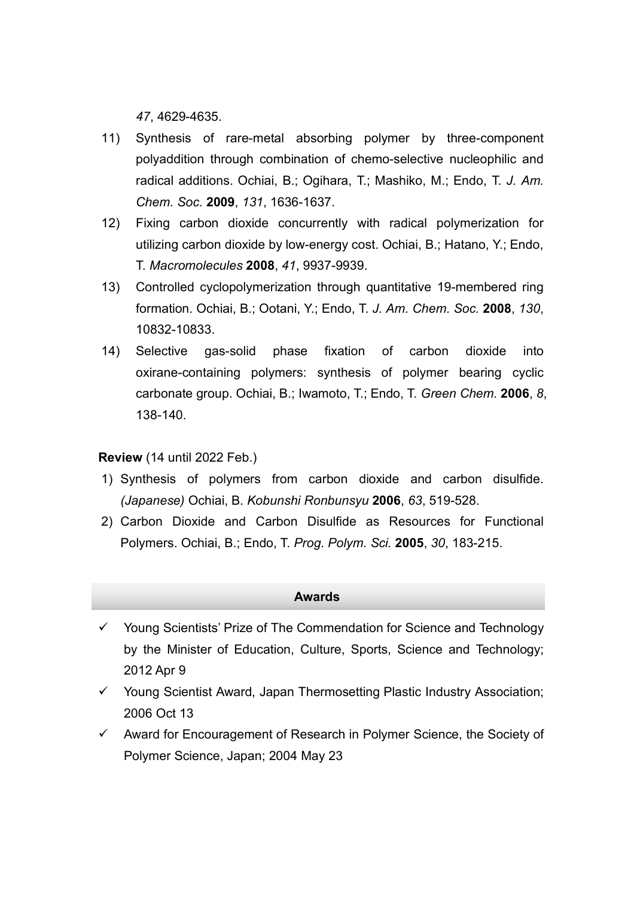*47*, 4629-4635.

11) Synthesis of rare-metal absorbing polymer by three-component polyaddition through combination of chemo-selective nucleophilic and radical additions. Ochiai, B.; Ogihara, T.; Mashiko, M.; Endo, T. *J. Am. Chem. Soc.* **2009**, *131*, 1636-1637.
12) Fixing carbon dioxide concurrently with radical polymerization for utilizing carbon dioxide by low-energy cost. Ochiai, B.; Hatano, Y.; Endo, T. *Macromolecules* **2008**, *41*, 9937-9939.
13) Controlled cyclopolymerization through quantitative 19-membered ring formation. Ochiai, B.; Ootani, Y.; Endo, T. *J. Am. Chem. Soc.* **2008**, *130*, 10832-10833.
14) Selective gas-solid phase fixation of carbon dioxide into oxirane-containing polymers: synthesis of polymer bearing cyclic carbonate group. Ochiai, B.; Iwamoto, T.; Endo, T. *Green Chem.* **2006**, *8*, 138-140.

**Review** (14 until 2022 Feb.)

1) Synthesis of polymers from carbon dioxide and carbon disulfide. *(Japanese)* Ochiai, B. *Kobunshi Ronbunsyu* **2006**, *63*, 519-528.
2) Carbon Dioxide and Carbon Disulfide as Resources for Functional Polymers. Ochiai, B.; Endo, T. *Prog. Polym. Sci.* **2005**, *30*, 183-215.

## Awards

- ✓ Young Scientists' Prize of The Commendation for Science and Technology by the Minister of Education, Culture, Sports, Science and Technology; 2012 Apr 9
- ✓ Young Scientist Award, Japan Thermosetting Plastic Industry Association; 2006 Oct 13
- ✓ Award for Encouragement of Research in Polymer Science, the Society of Polymer Science, Japan; 2004 May 23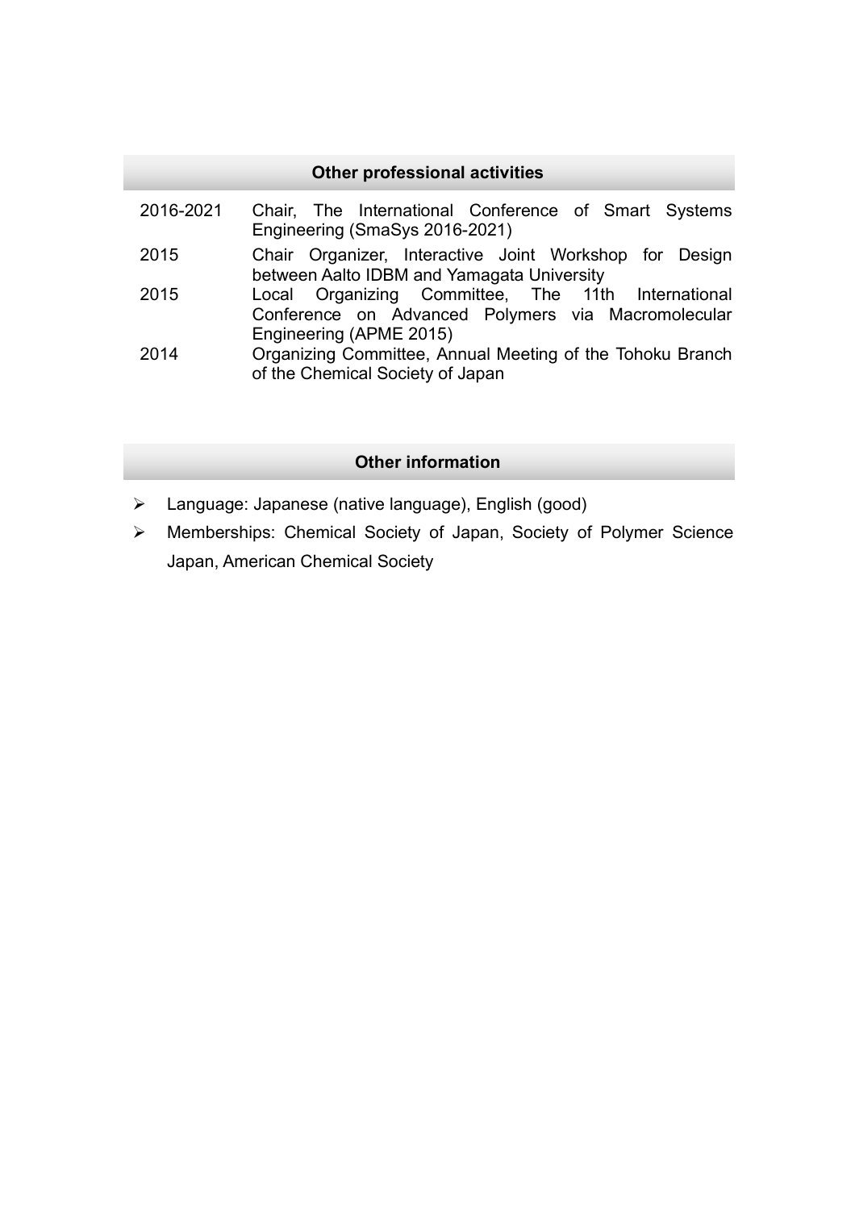## Other professional activities

| | |
|---|---|
| 2016-2021 | Chair, The International Conference of Smart Systems Engineering (SmaSys 2016-2021) |
| 2015 | Chair Organizer, Interactive Joint Workshop for Design between Aalto IDBM and Yamagata University |
| 2015 | Local Organizing Committee, The 11th International Conference on Advanced Polymers via Macromolecular Engineering (APME 2015) |
| 2014 | Organizing Committee, Annual Meeting of the Tohoku Branch of the Chemical Society of Japan |

## Other information

- Language: Japanese (native language), English (good)
- Memberships: Chemical Society of Japan, Society of Polymer Science Japan, American Chemical Society